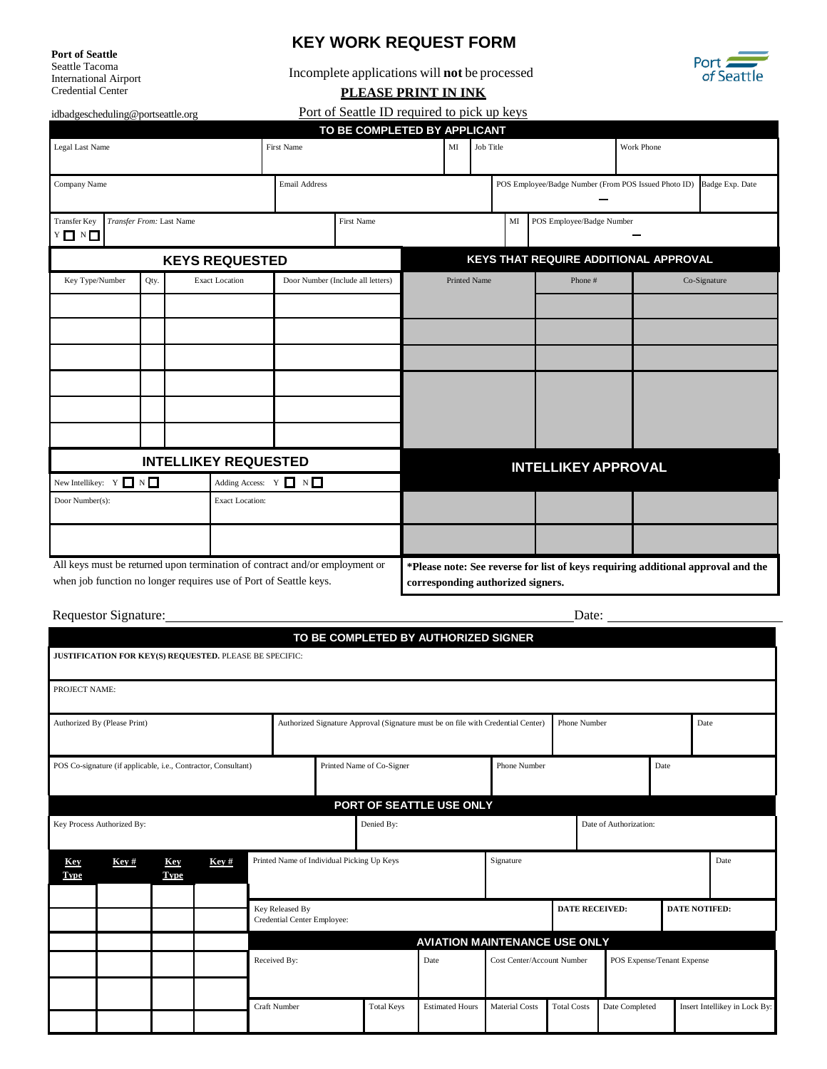**Port of Seattle**
Seattle Tacoma
International Airport
Credential Center

idbadgescheduling@portseattle.org

# KEY WORK REQUEST FORM

Incomplete applications will **not** be processed

**PLEASE PRINT IN INK**

Port of Seattle ID required to pick up keys

## TO BE COMPLETED BY APPLICANT

| Legal Last Name | First Name | MI | Job Title | Work Phone |
|---|---|---|---|---|
| | | | | |

| Company Name | Email Address | POS Employee/Badge Number (From POS Issued Photo ID) | Badge Exp. Date |
|---|---|---|---|
| | | – | |

| Transfer Key Y ☐ N ☐ | *Transfer From:* Last Name | First Name | MI | POS Employee/Badge Number |
|---|---|---|---|---|
| | | | | – |

| KEYS REQUESTED | | | | KEYS THAT REQUIRE ADDITIONAL APPROVAL | | |
|---|---|---|---|---|---|---|
| Key Type/Number | Qty. | Exact Location | Door Number (Include all letters) | Printed Name | Phone # | Co-Signature |
| | | | | | | |
| | | | | | | |
| | | | | | | |
| | | | | | | |
| | | | | | | |
| | | | | | | |

| INTELLIKEY REQUESTED | | INTELLIKEY APPROVAL | | |
|---|---|---|---|---|
| New Intellikey: Y ☐ N ☐ | Adding Access: Y ☐ N ☐ | | | |
| Door Number(s): | Exact Location: | | | |
| | | | | |

All keys must be returned upon termination of contract and/or employment or when job function no longer requires use of Port of Seattle keys.

***Please note: See reverse for list of keys requiring additional approval and the corresponding authorized signers.**

Requestor Signature:\_\_\_\_\_\_\_\_\_\_\_\_\_\_\_\_\_\_\_\_\_\_\_\_\_\_\_\_\_\_\_\_ Date: \_\_\_\_\_\_\_\_\_\_\_\_\_\_\_\_

## TO BE COMPLETED BY AUTHORIZED SIGNER

**JUSTIFICATION FOR KEY(S) REQUESTED.** PLEASE BE SPECIFIC:

PROJECT NAME:

| Authorized By (Please Print) | Authorized Signature Approval (Signature must be on file with Credential Center) | Phone Number | Date |
|---|---|---|---|
| | | | |

| POS Co-signature (if applicable, i.e., Contractor, Consultant) | Printed Name of Co-Signer | Phone Number | Date |
|---|---|---|---|
| | | | |

## PORT OF SEATTLE USE ONLY

| Key Process Authorized By: | Denied By: | Date of Authorization: |
|---|---|---|
| | | |

| Key Type | Key # | Key Type | Key # | Printed Name of Individual Picking Up Keys | Signature | Date |
|---|---|---|---|---|---|---|
| | | | | | | |
| | | | | Key Released By Credential Center Employee: | **DATE RECEIVED:** | **DATE NOTIFED:** |

## AVIATION MAINTENANCE USE ONLY

| Received By: | Date | Cost Center/Account Number | POS Expense/Tenant Expense |
|---|---|---|---|
| | | | |

| Craft Number | Total Keys | Estimated Hours | Material Costs | Total Costs | Date Completed | Insert Intellikey in Lock By: |
|---|---|---|---|---|---|---|
| | | | | | | |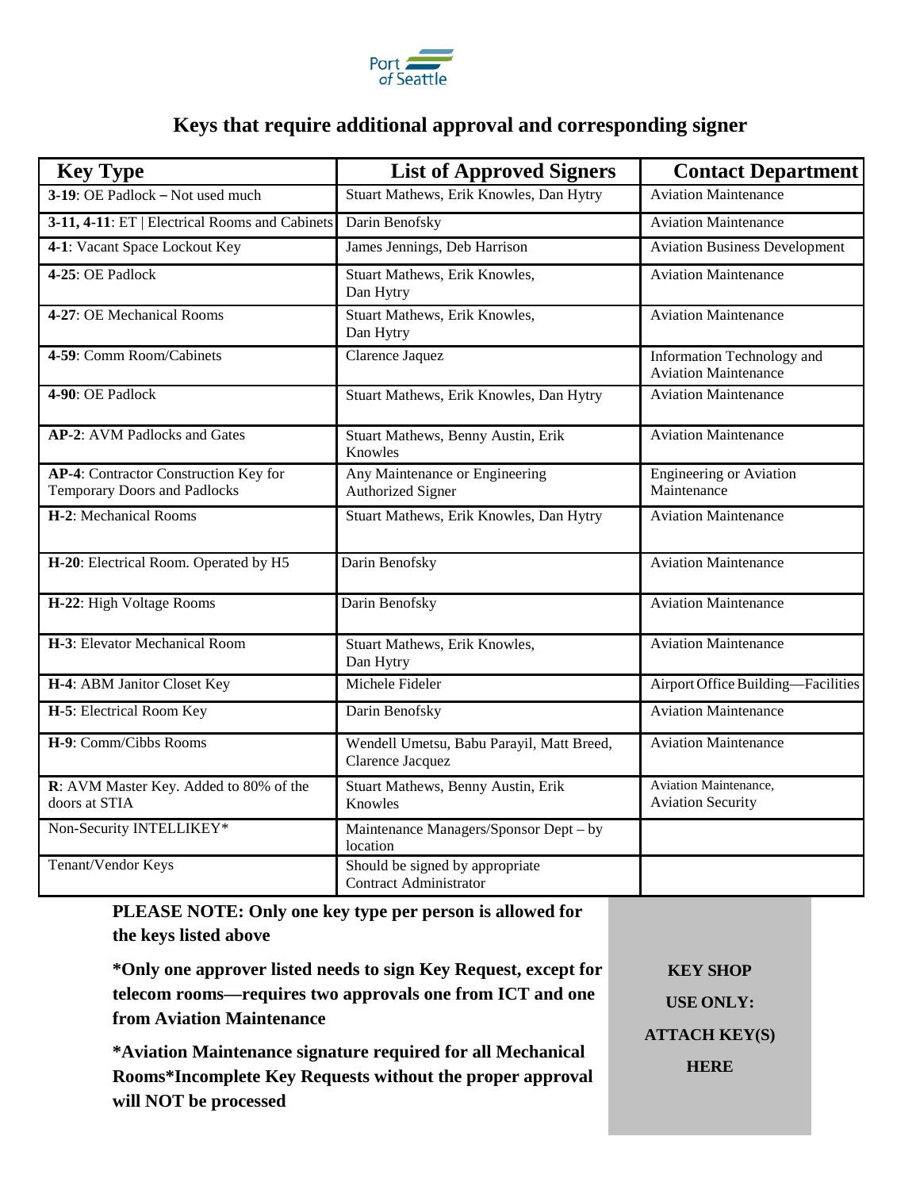Port of Seattle

## Keys that require additional approval and corresponding signer

| Key Type | List of Approved Signers | Contact Department |
|---|---|---|
| **3-19**: OE Padlock – Not used much | Stuart Mathews, Erik Knowles, Dan Hytry | Aviation Maintenance |
| **3-11, 4-11**: ET \| Electrical Rooms and Cabinets | Darin Benofsky | Aviation Maintenance |
| **4-1**: Vacant Space Lockout Key | James Jennings, Deb Harrison | Aviation Business Development |
| **4-25**: OE Padlock | Stuart Mathews, Erik Knowles, Dan Hytry | Aviation Maintenance |
| **4-27**: OE Mechanical Rooms | Stuart Mathews, Erik Knowles, Dan Hytry | Aviation Maintenance |
| **4-59**: Comm Room/Cabinets | Clarence Jaquez | Information Technology and Aviation Maintenance |
| **4-90**: OE Padlock | Stuart Mathews, Erik Knowles, Dan Hytry | Aviation Maintenance |
| **AP-2**: AVM Padlocks and Gates | Stuart Mathews, Benny Austin, Erik Knowles | Aviation Maintenance |
| **AP-4**: Contractor Construction Key for Temporary Doors and Padlocks | Any Maintenance or Engineering Authorized Signer | Engineering or Aviation Maintenance |
| **H-2**: Mechanical Rooms | Stuart Mathews, Erik Knowles, Dan Hytry | Aviation Maintenance |
| **H-20**: Electrical Room. Operated by H5 | Darin Benofsky | Aviation Maintenance |
| **H-22**: High Voltage Rooms | Darin Benofsky | Aviation Maintenance |
| **H-3**: Elevator Mechanical Room | Stuart Mathews, Erik Knowles, Dan Hytry | Aviation Maintenance |
| **H-4**: ABM Janitor Closet Key | Michele Fideler | Airport Office Building—Facilities |
| **H-5**: Electrical Room Key | Darin Benofsky | Aviation Maintenance |
| **H-9**: Comm/Cibbs Rooms | Wendell Umetsu, Babu Parayil, Matt Breed, Clarence Jacquez | Aviation Maintenance |
| **R**: AVM Master Key. Added to 80% of the doors at STIA | Stuart Mathews, Benny Austin, Erik Knowles | Aviation Maintenance, Aviation Security |
| Non-Security INTELLIKEY* | Maintenance Managers/Sponsor Dept – by location | |
| Tenant/Vendor Keys | Should be signed by appropriate Contract Administrator | |

**PLEASE NOTE: Only one key type per person is allowed for the keys listed above**

**\*Only one approver listed needs to sign Key Request, except for telecom rooms—requires two approvals one from ICT and one from Aviation Maintenance**

**\*Aviation Maintenance signature required for all Mechanical Rooms\*Incomplete Key Requests without the proper approval will NOT be processed**

**KEY SHOP USE ONLY: ATTACH KEY(S) HERE**